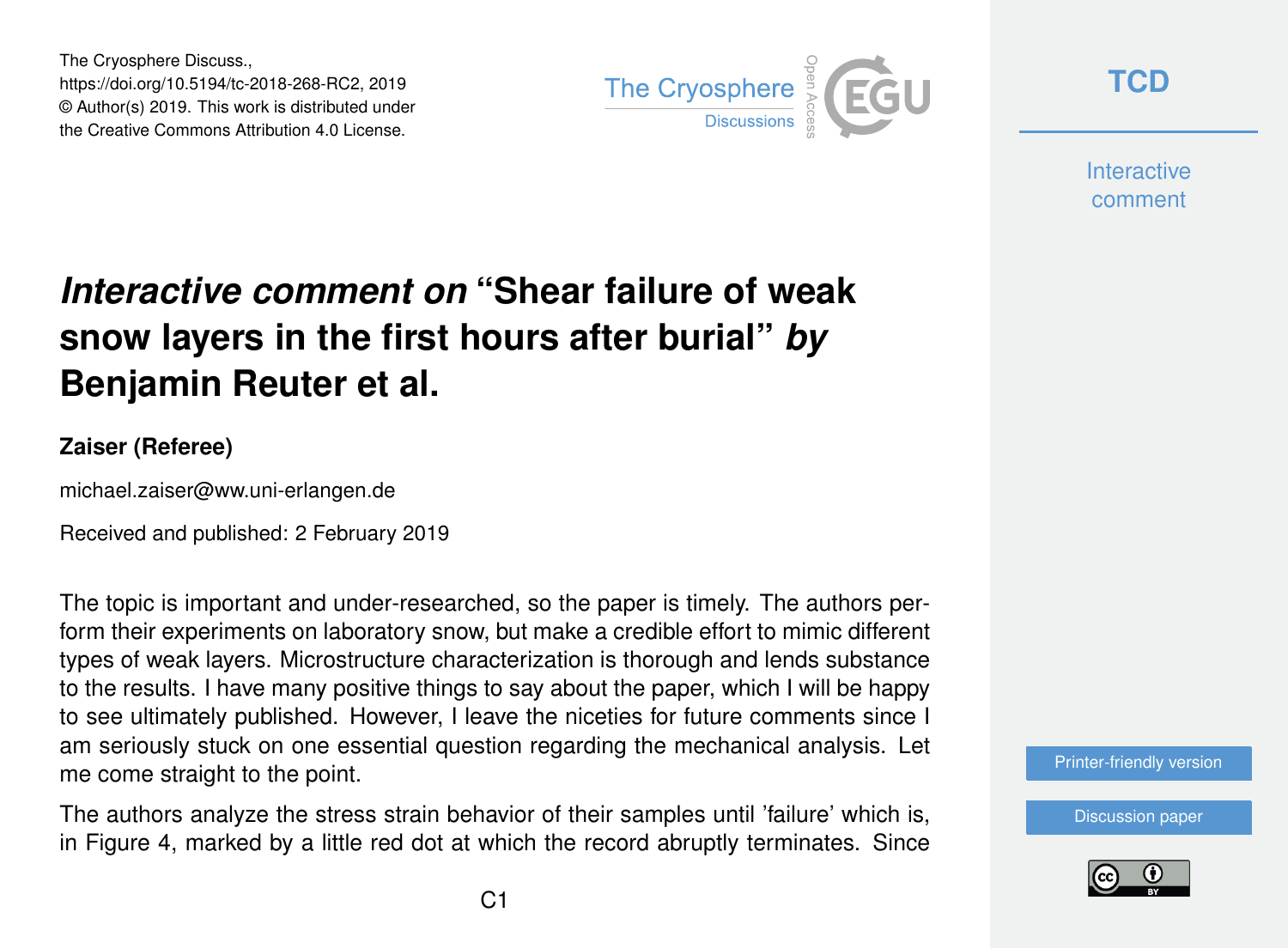The Cryosphere Discuss.,
https://doi.org/10.5194/tc-2018-268-RC2, 2019
© Author(s) 2019. This work is distributed under
the Creative Commons Attribution 4.0 License.

# *Interactive comment on* "Shear failure of weak snow layers in the first hours after burial" *by* Benjamin Reuter et al.

**Zaiser (Referee)**

michael.zaiser@ww.uni-erlangen.de

Received and published: 2 February 2019

The topic is important and under-researched, so the paper is timely. The authors perform their experiments on laboratory snow, but make a credible effort to mimic different types of weak layers. Microstructure characterization is thorough and lends substance to the results. I have many positive things to say about the paper, which I will be happy to see ultimately published. However, I leave the niceties for future comments since I am seriously stuck on one essential question regarding the mechanical analysis. Let me come straight to the point.

The authors analyze the stress strain behavior of their samples until 'failure' which is, in Figure 4, marked by a little red dot at which the record abruptly terminates. Since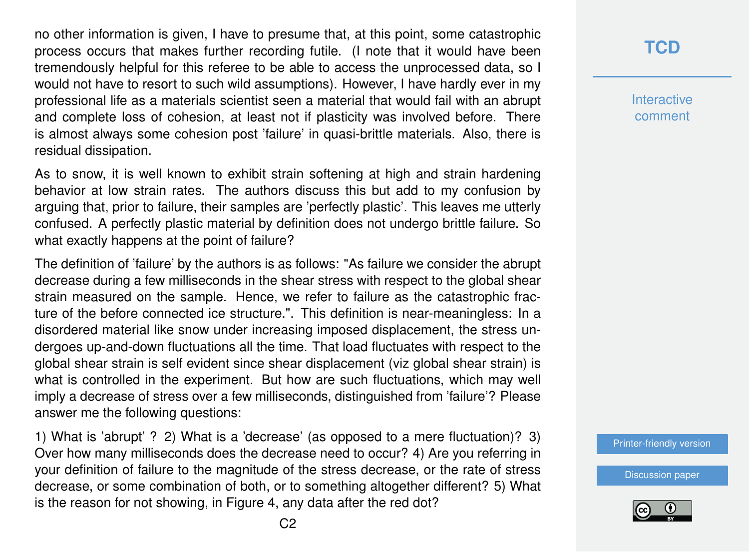no other information is given, I have to presume that, at this point, some catastrophic process occurs that makes further recording futile. (I note that it would have been tremendously helpful for this referee to be able to access the unprocessed data, so I would not have to resort to such wild assumptions). However, I have hardly ever in my professional life as a materials scientist seen a material that would fail with an abrupt and complete loss of cohesion, at least not if plasticity was involved before. There is almost always some cohesion post 'failure' in quasi-brittle materials. Also, there is residual dissipation.

As to snow, it is well known to exhibit strain softening at high and strain hardening behavior at low strain rates. The authors discuss this but add to my confusion by arguing that, prior to failure, their samples are 'perfectly plastic'. This leaves me utterly confused. A perfectly plastic material by definition does not undergo brittle failure. So what exactly happens at the point of failure?

The definition of 'failure' by the authors is as follows: "As failure we consider the abrupt decrease during a few milliseconds in the shear stress with respect to the global shear strain measured on the sample. Hence, we refer to failure as the catastrophic fracture of the before connected ice structure.". This definition is near-meaningless: In a disordered material like snow under increasing imposed displacement, the stress undergoes up-and-down fluctuations all the time. That load fluctuates with respect to the global shear strain is self evident since shear displacement (viz global shear strain) is what is controlled in the experiment. But how are such fluctuations, which may well imply a decrease of stress over a few milliseconds, distinguished from 'failure'? Please answer me the following questions:

1) What is 'abrupt' ? 2) What is a 'decrease' (as opposed to a mere fluctuation)? 3) Over how many milliseconds does the decrease need to occur? 4) Are you referring in your definition of failure to the magnitude of the stress decrease, or the rate of stress decrease, or some combination of both, or to something altogether different? 5) What is the reason for not showing, in Figure 4, any data after the red dot?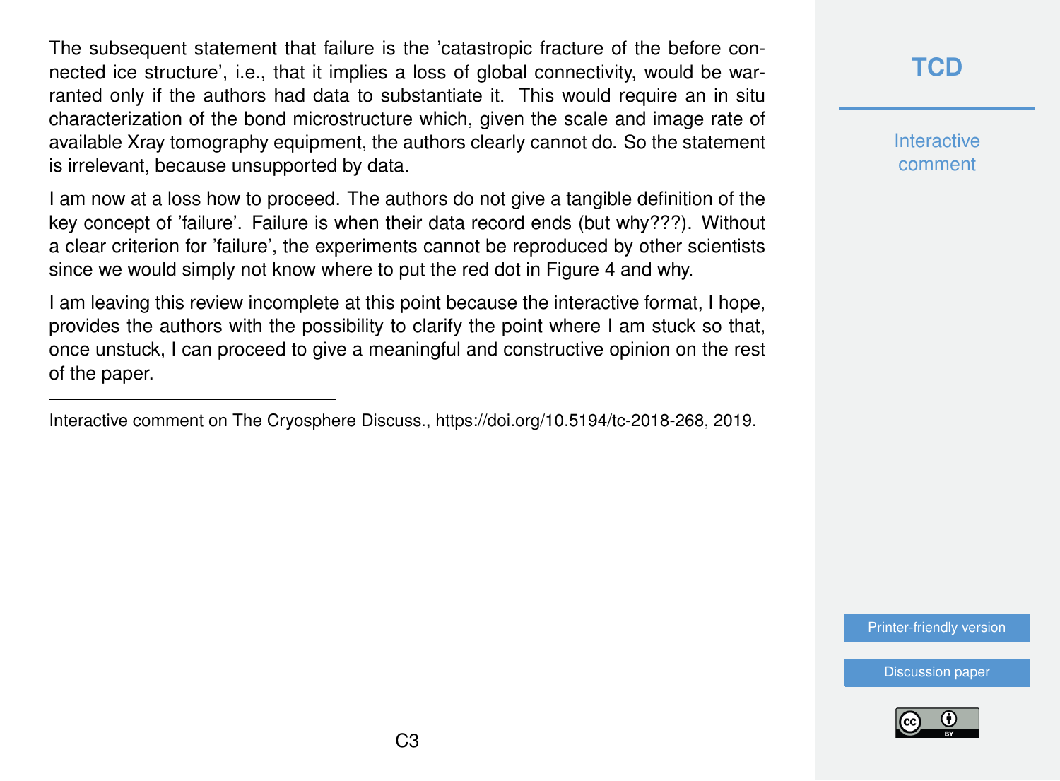The subsequent statement that failure is the 'catastropic fracture of the before connected ice structure', i.e., that it implies a loss of global connectivity, would be warranted only if the authors had data to substantiate it. This would require an in situ characterization of the bond microstructure which, given the scale and image rate of available Xray tomography equipment, the authors clearly cannot do. So the statement is irrelevant, because unsupported by data.

I am now at a loss how to proceed. The authors do not give a tangible definition of the key concept of 'failure'. Failure is when their data record ends (but why???). Without a clear criterion for 'failure', the experiments cannot be reproduced by other scientists since we would simply not know where to put the red dot in Figure 4 and why.

I am leaving this review incomplete at this point because the interactive format, I hope, provides the authors with the possibility to clarify the point where I am stuck so that, once unstuck, I can proceed to give a meaningful and constructive opinion on the rest of the paper.

---

Interactive comment on The Cryosphere Discuss., https://doi.org/10.5194/tc-2018-268, 2019.